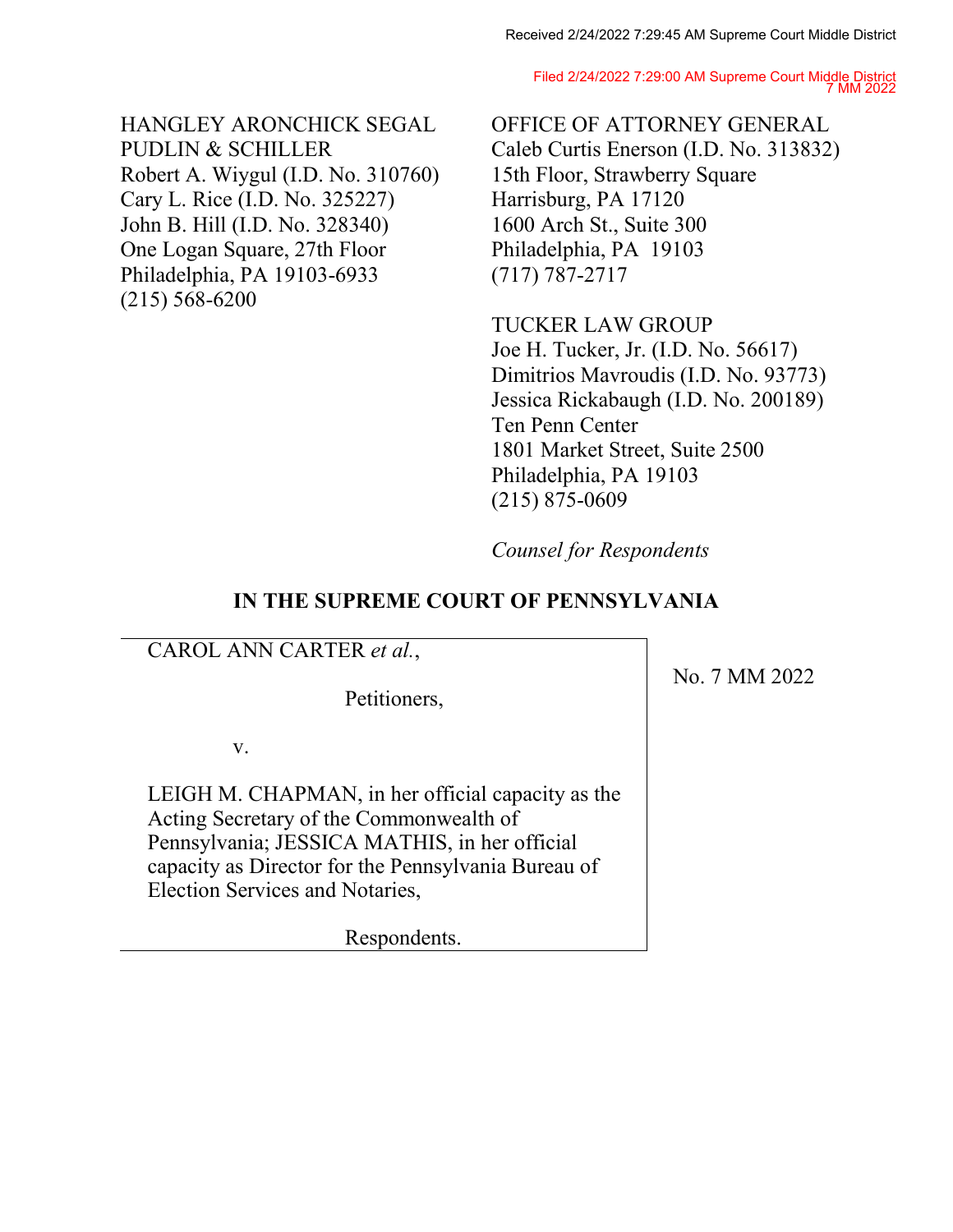Received 2/24/2022 7:29:45 AM Supreme Court Middle District

Filed 2/24/2022 7:29:00 AM Supreme Court Middle District
7 MM 2022

HANGLEY ARONCHICK SEGAL
PUDLIN & SCHILLER
Robert A. Wiygul (I.D. No. 310760)
Cary L. Rice (I.D. No. 325227)
John B. Hill (I.D. No. 328340)
One Logan Square, 27th Floor
Philadelphia, PA 19103-6933
(215) 568-6200

OFFICE OF ATTORNEY GENERAL
Caleb Curtis Enerson (I.D. No. 313832)
15th Floor, Strawberry Square
Harrisburg, PA 17120
1600 Arch St., Suite 300
Philadelphia, PA 19103
(717) 787-2717

TUCKER LAW GROUP
Joe H. Tucker, Jr. (I.D. No. 56617)
Dimitrios Mavroudis (I.D. No. 93773)
Jessica Rickabaugh (I.D. No. 200189)
Ten Penn Center
1801 Market Street, Suite 2500
Philadelphia, PA 19103
(215) 875-0609

*Counsel for Respondents*

## IN THE SUPREME COURT OF PENNSYLVANIA

CAROL ANN CARTER *et al.*,

Petitioners,

v.

LEIGH M. CHAPMAN, in her official capacity as the Acting Secretary of the Commonwealth of Pennsylvania; JESSICA MATHIS, in her official capacity as Director for the Pennsylvania Bureau of Election Services and Notaries,

Respondents.

No. 7 MM 2022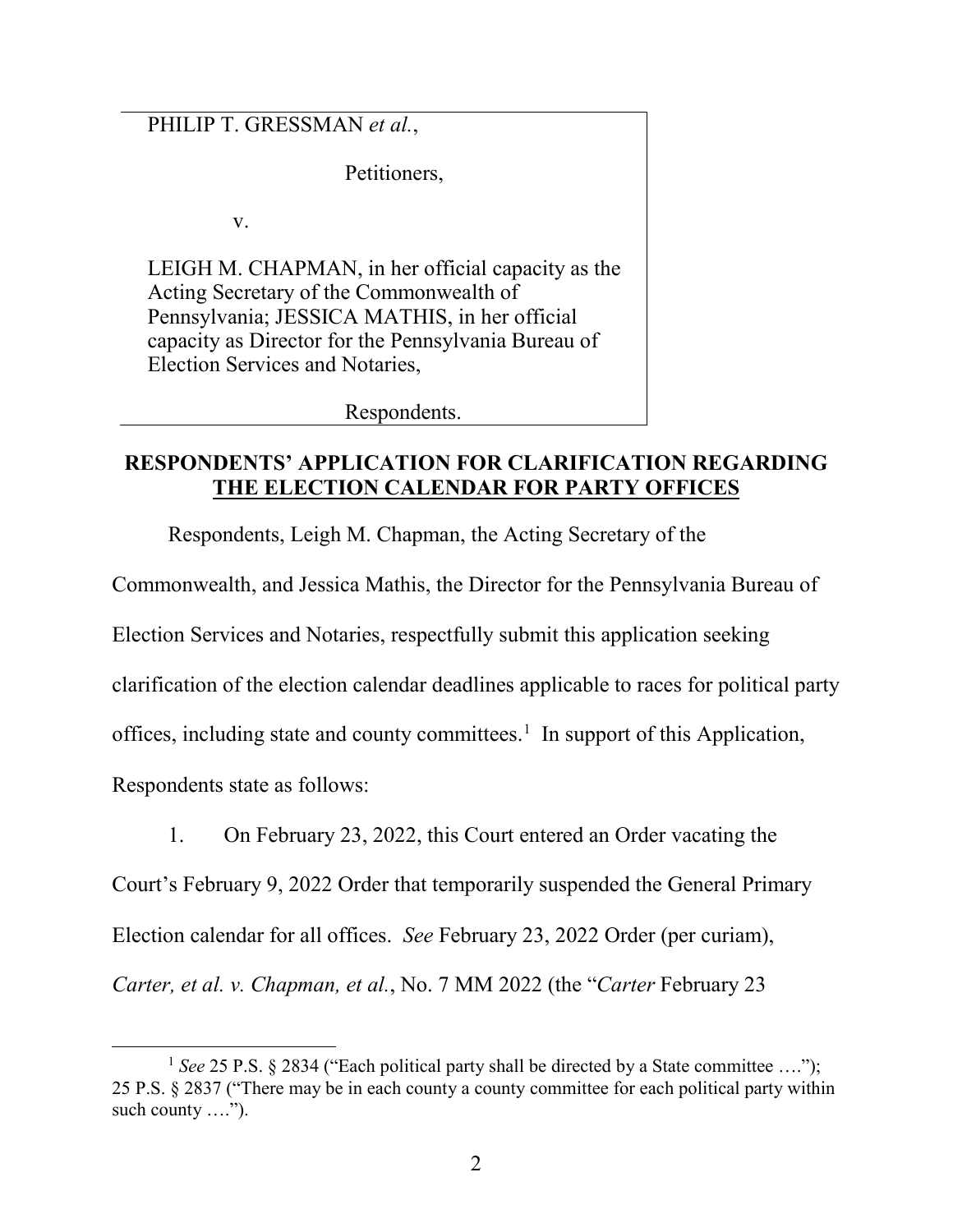PHILIP T. GRESSMAN *et al.*,

Petitioners,

v.

LEIGH M. CHAPMAN, in her official capacity as the Acting Secretary of the Commonwealth of Pennsylvania; JESSICA MATHIS, in her official capacity as Director for the Pennsylvania Bureau of Election Services and Notaries,

Respondents.

## RESPONDENTS' APPLICATION FOR CLARIFICATION REGARDING THE ELECTION CALENDAR FOR PARTY OFFICES

Respondents, Leigh M. Chapman, the Acting Secretary of the Commonwealth, and Jessica Mathis, the Director for the Pennsylvania Bureau of Election Services and Notaries, respectfully submit this application seeking clarification of the election calendar deadlines applicable to races for political party offices, including state and county committees.[1] In support of this Application, Respondents state as follows:

1. On February 23, 2022, this Court entered an Order vacating the Court's February 9, 2022 Order that temporarily suspended the General Primary Election calendar for all offices. *See* February 23, 2022 Order (per curiam), *Carter, et al. v. Chapman, et al.*, No. 7 MM 2022 (the "*Carter* February 23

[1] *See* 25 P.S. § 2834 ("Each political party shall be directed by a State committee …."); 25 P.S. § 2837 ("There may be in each county a county committee for each political party within such county ….").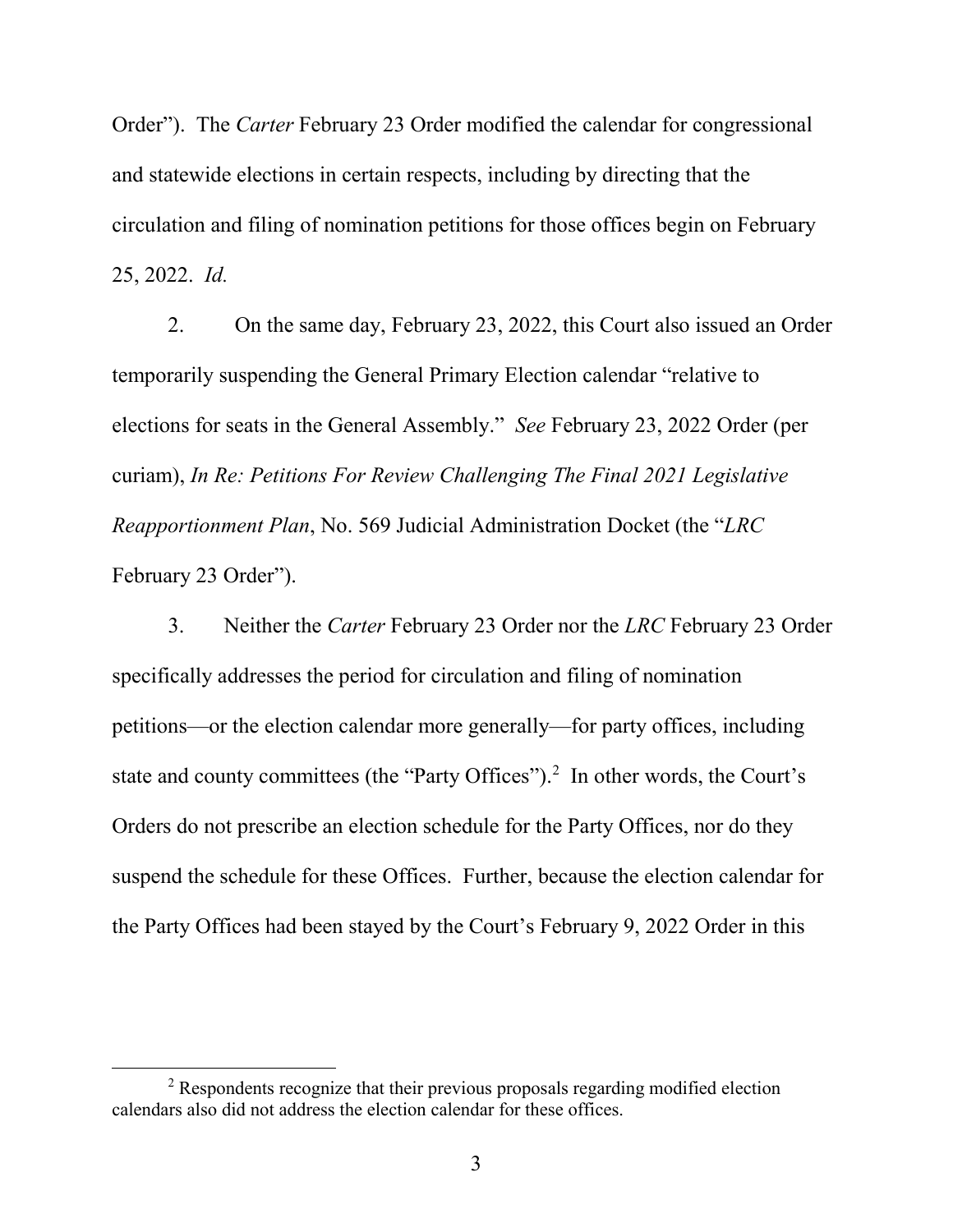Order"). The *Carter* February 23 Order modified the calendar for congressional and statewide elections in certain respects, including by directing that the circulation and filing of nomination petitions for those offices begin on February 25, 2022. *Id.*

2. On the same day, February 23, 2022, this Court also issued an Order temporarily suspending the General Primary Election calendar "relative to elections for seats in the General Assembly." *See* February 23, 2022 Order (per curiam), *In Re: Petitions For Review Challenging The Final 2021 Legislative Reapportionment Plan*, No. 569 Judicial Administration Docket (the "*LRC* February 23 Order").

3. Neither the *Carter* February 23 Order nor the *LRC* February 23 Order specifically addresses the period for circulation and filing of nomination petitions—or the election calendar more generally—for party offices, including state and county committees (the "Party Offices").[2] In other words, the Court's Orders do not prescribe an election schedule for the Party Offices, nor do they suspend the schedule for these Offices. Further, because the election calendar for the Party Offices had been stayed by the Court's February 9, 2022 Order in this

[2] Respondents recognize that their previous proposals regarding modified election calendars also did not address the election calendar for these offices.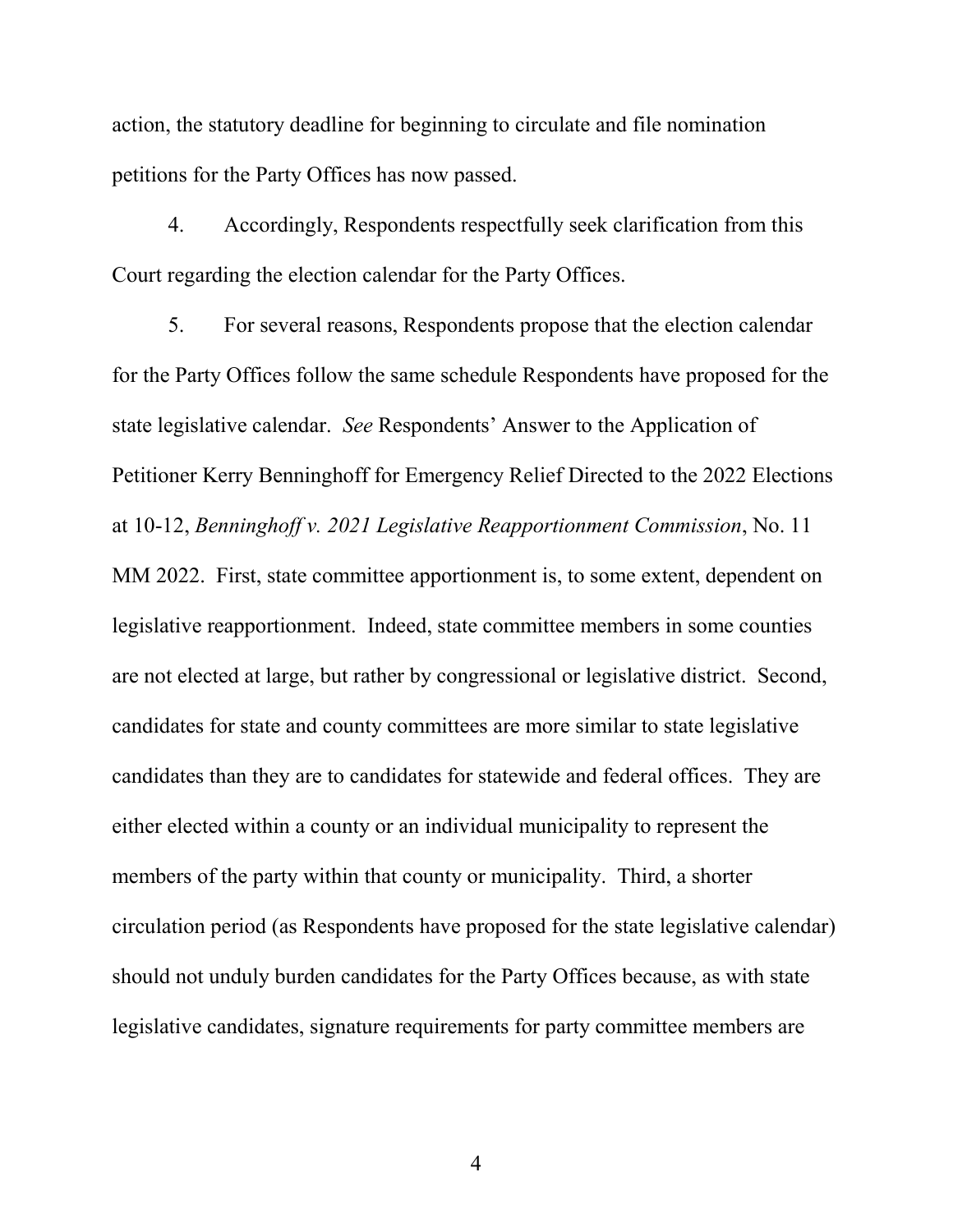action, the statutory deadline for beginning to circulate and file nomination petitions for the Party Offices has now passed.

4. Accordingly, Respondents respectfully seek clarification from this Court regarding the election calendar for the Party Offices.

5. For several reasons, Respondents propose that the election calendar for the Party Offices follow the same schedule Respondents have proposed for the state legislative calendar. *See* Respondents' Answer to the Application of Petitioner Kerry Benninghoff for Emergency Relief Directed to the 2022 Elections at 10-12, *Benninghoff v. 2021 Legislative Reapportionment Commission*, No. 11 MM 2022. First, state committee apportionment is, to some extent, dependent on legislative reapportionment. Indeed, state committee members in some counties are not elected at large, but rather by congressional or legislative district. Second, candidates for state and county committees are more similar to state legislative candidates than they are to candidates for statewide and federal offices. They are either elected within a county or an individual municipality to represent the members of the party within that county or municipality. Third, a shorter circulation period (as Respondents have proposed for the state legislative calendar) should not unduly burden candidates for the Party Offices because, as with state legislative candidates, signature requirements for party committee members are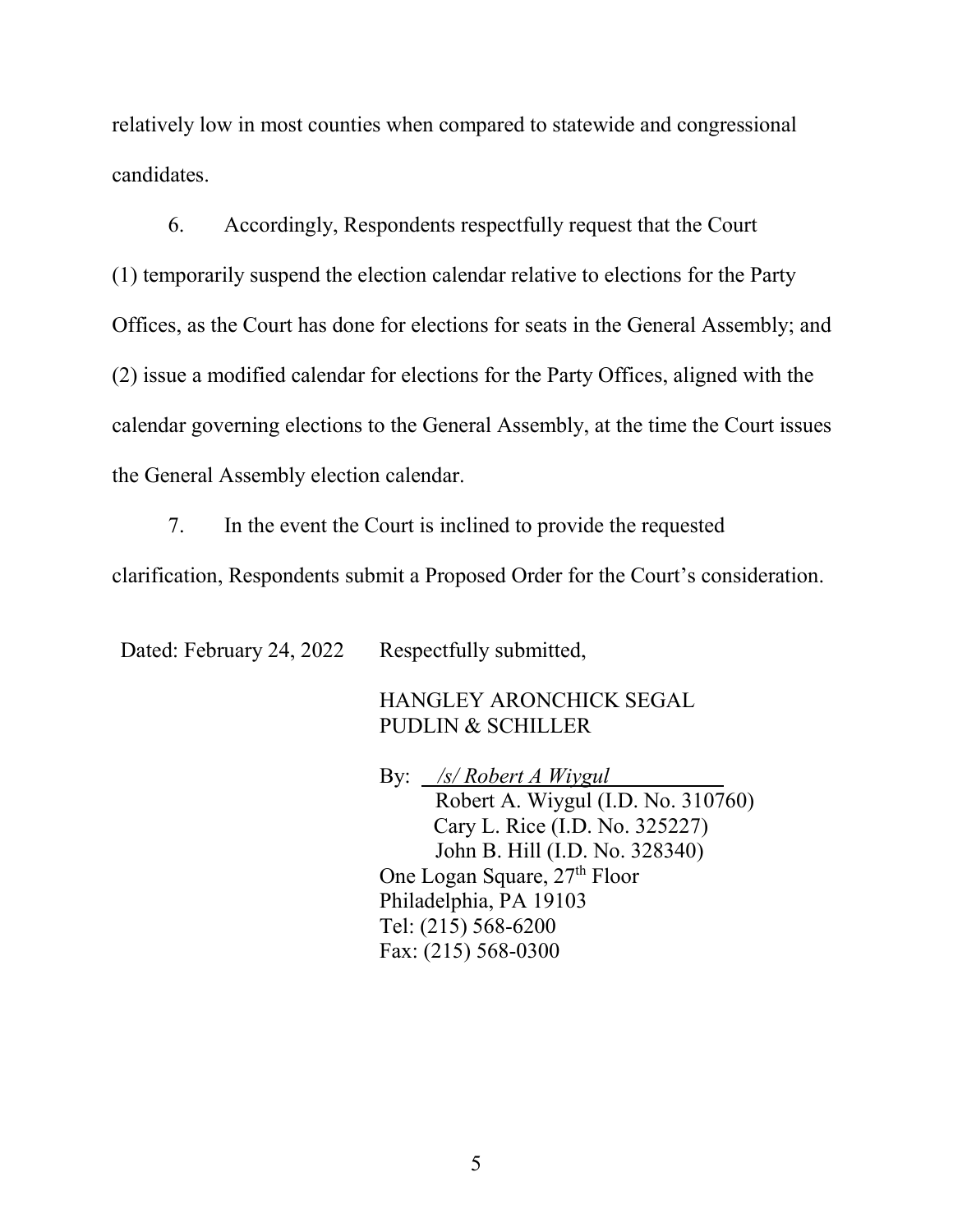relatively low in most counties when compared to statewide and congressional candidates.

6. Accordingly, Respondents respectfully request that the Court (1) temporarily suspend the election calendar relative to elections for the Party Offices, as the Court has done for elections for seats in the General Assembly; and (2) issue a modified calendar for elections for the Party Offices, aligned with the calendar governing elections to the General Assembly, at the time the Court issues the General Assembly election calendar.

7. In the event the Court is inclined to provide the requested clarification, Respondents submit a Proposed Order for the Court's consideration.

Dated: February 24, 2022

Respectfully submitted,

HANGLEY ARONCHICK SEGAL
PUDLIN & SCHILLER

By: */s/ Robert A Wiygul*
Robert A. Wiygul (I.D. No. 310760)
Cary L. Rice (I.D. No. 325227)
John B. Hill (I.D. No. 328340)
One Logan Square, 27th Floor
Philadelphia, PA 19103
Tel: (215) 568-6200
Fax: (215) 568-0300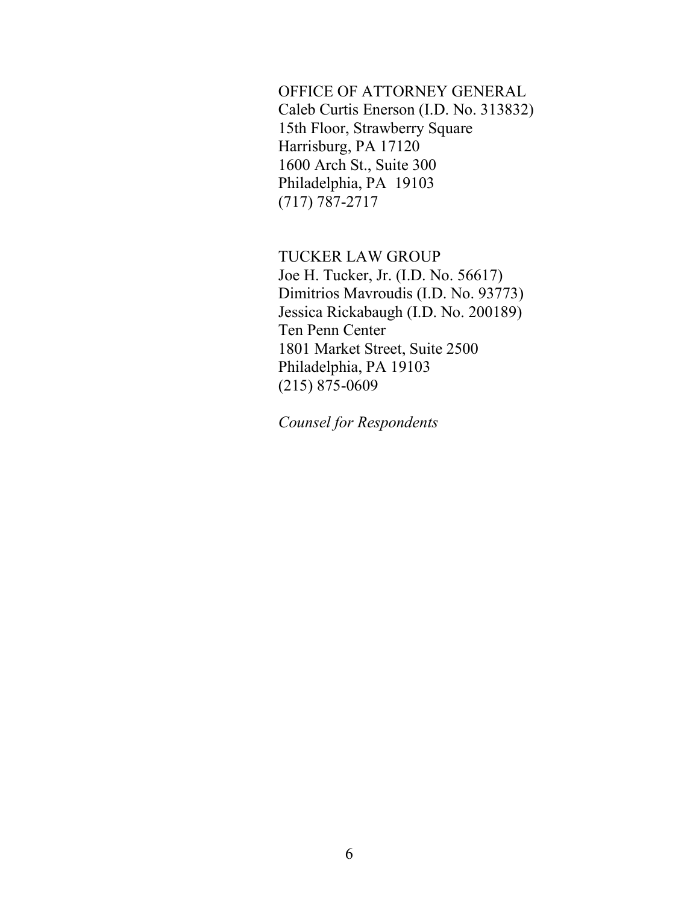OFFICE OF ATTORNEY GENERAL
Caleb Curtis Enerson (I.D. No. 313832)
15th Floor, Strawberry Square
Harrisburg, PA 17120
1600 Arch St., Suite 300
Philadelphia, PA 19103
(717) 787-2717

TUCKER LAW GROUP
Joe H. Tucker, Jr. (I.D. No. 56617)
Dimitrios Mavroudis (I.D. No. 93773)
Jessica Rickabaugh (I.D. No. 200189)
Ten Penn Center
1801 Market Street, Suite 2500
Philadelphia, PA 19103
(215) 875-0609

*Counsel for Respondents*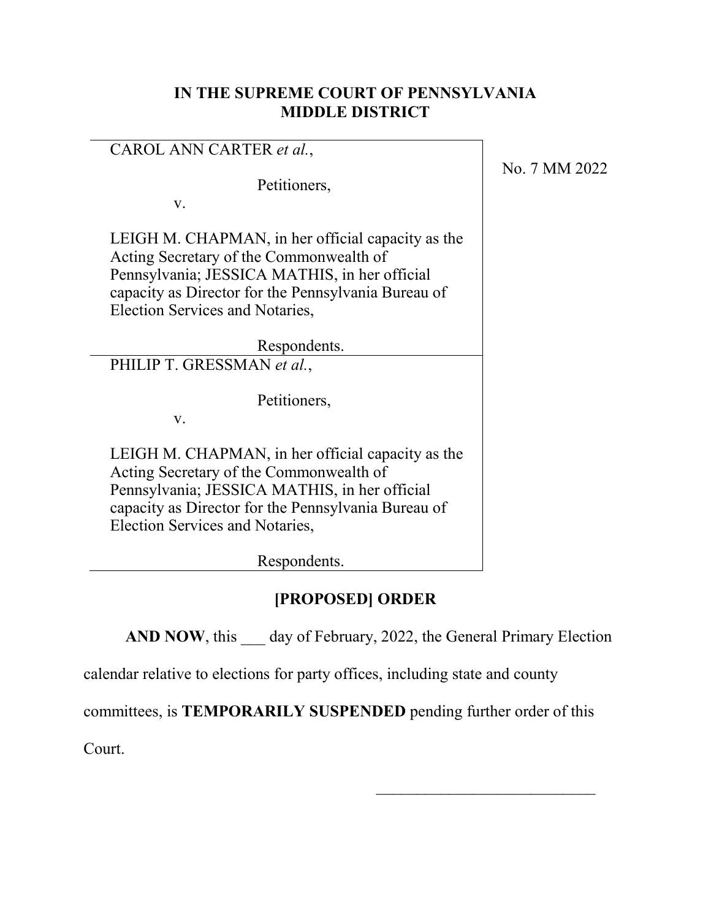**IN THE SUPREME COURT OF PENNSYLVANIA**
**MIDDLE DISTRICT**

| | |
|---|---|
| CAROL ANN CARTER *et al.*,<br><br>Petitioners,<br><br>v.<br><br>LEIGH M. CHAPMAN, in her official capacity as the Acting Secretary of the Commonwealth of Pennsylvania; JESSICA MATHIS, in her official capacity as Director for the Pennsylvania Bureau of Election Services and Notaries,<br><br>Respondents. | No. 7 MM 2022 |
| PHILIP T. GRESSMAN *et al.*,<br><br>Petitioners,<br><br>v.<br><br>LEIGH M. CHAPMAN, in her official capacity as the Acting Secretary of the Commonwealth of Pennsylvania; JESSICA MATHIS, in her official capacity as Director for the Pennsylvania Bureau of Election Services and Notaries,<br><br>Respondents. | |

**[PROPOSED] ORDER**

**AND NOW**, this ___ day of February, 2022, the General Primary Election calendar relative to elections for party offices, including state and county committees, is **TEMPORARILY SUSPENDED** pending further order of this Court.

____________________________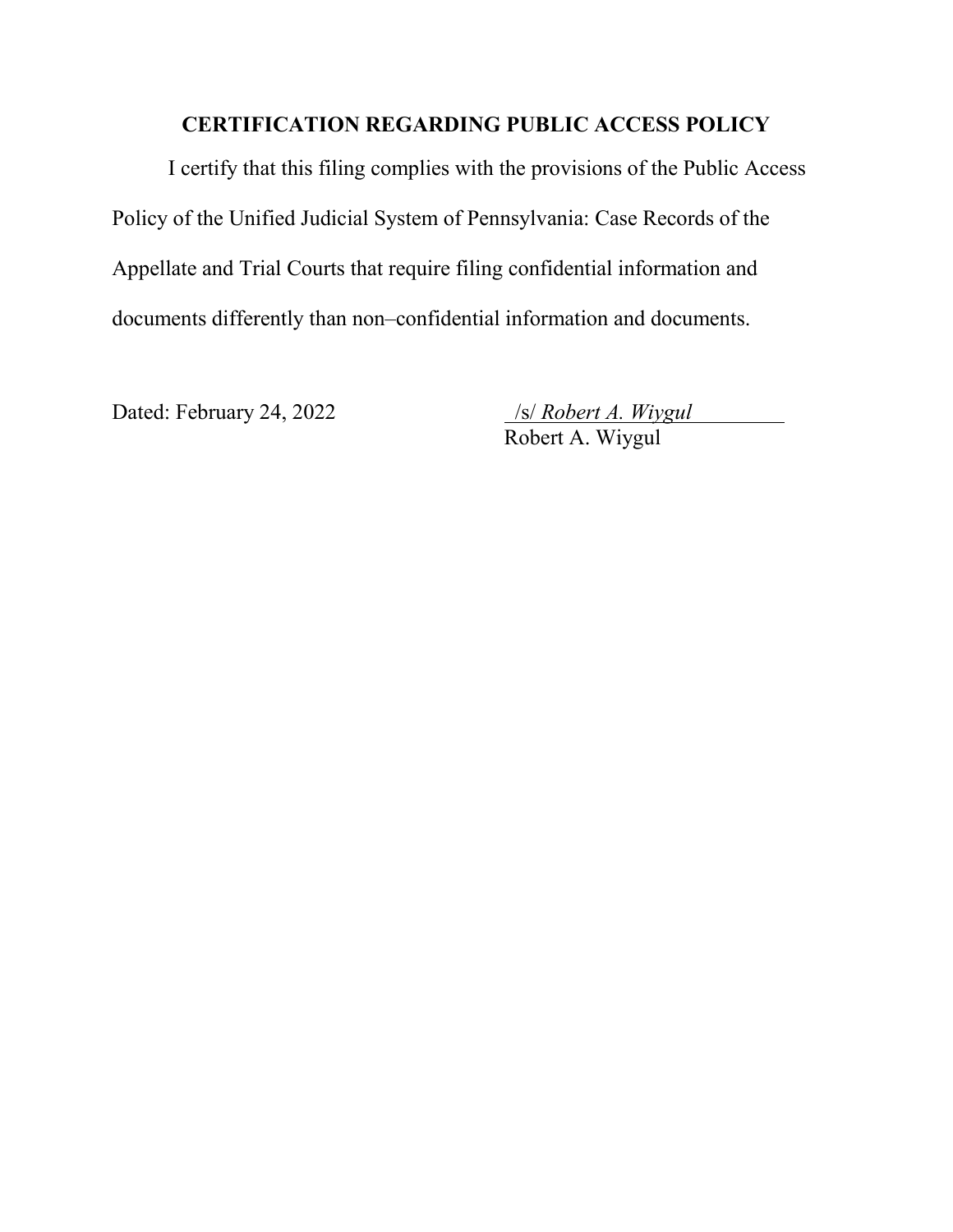## CERTIFICATION REGARDING PUBLIC ACCESS POLICY

I certify that this filing complies with the provisions of the Public Access Policy of the Unified Judicial System of Pennsylvania: Case Records of the Appellate and Trial Courts that require filing confidential information and documents differently than non–confidential information and documents.

Dated: February 24, 2022

/s/ *Robert A. Wiygul*
Robert A. Wiygul